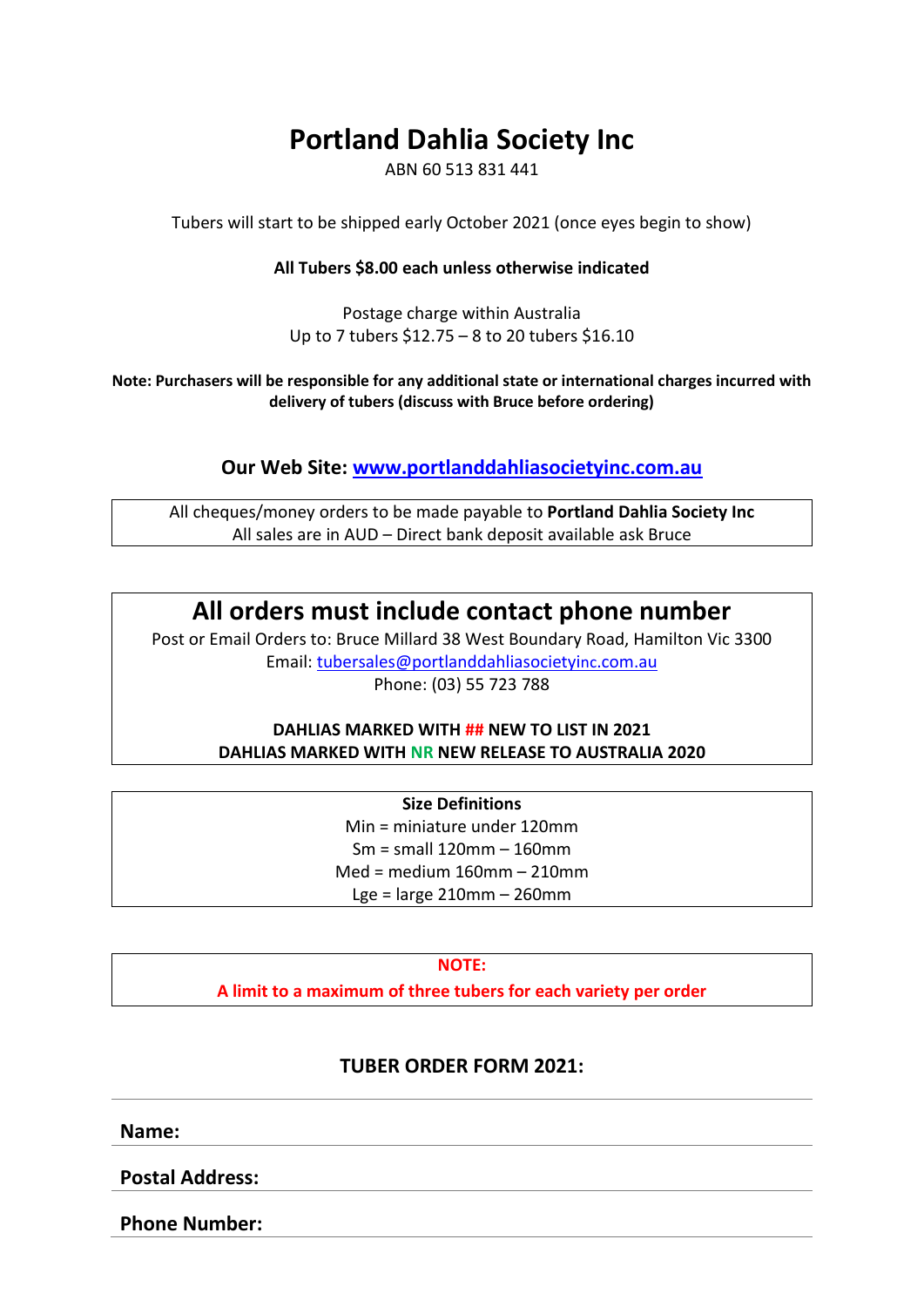# Portland Dahlia Society Inc

ABN 60 513 831 441

Tubers will start to be shipped early October 2021 (once eyes begin to show)

**All Tubers $8.00 each unless otherwise indicated**

Postage charge within Australia
Up to 7 tubers $12.75 – 8 to 20 tubers $16.10

**Note: Purchasers will be responsible for any additional state or international charges incurred with delivery of tubers (discuss with Bruce before ordering)**

### Our Web Site: www.portlanddahliasocietyinc.com.au

All cheques/money orders to be made payable to **Portland Dahlia Society Inc**
All sales are in AUD – Direct bank deposit available ask Bruce

## All orders must include contact phone number

Post or Email Orders to: Bruce Millard 38 West Boundary Road, Hamilton Vic 3300
Email: tubersales@portlanddahliasocietyinc.com.au
Phone: (03) 55 723 788

**DAHLIAS MARKED WITH ## NEW TO LIST IN 2021**
**DAHLIAS MARKED WITH NR NEW RELEASE TO AUSTRALIA 2020**

**Size Definitions**
Min = miniature under 120mm
Sm = small 120mm – 160mm
Med = medium 160mm – 210mm
Lge = large 210mm – 260mm

**NOTE:**
**A limit to a maximum of three tubers for each variety per order**

### TUBER ORDER FORM 2021:

**Name:**

**Postal Address:**

**Phone Number:**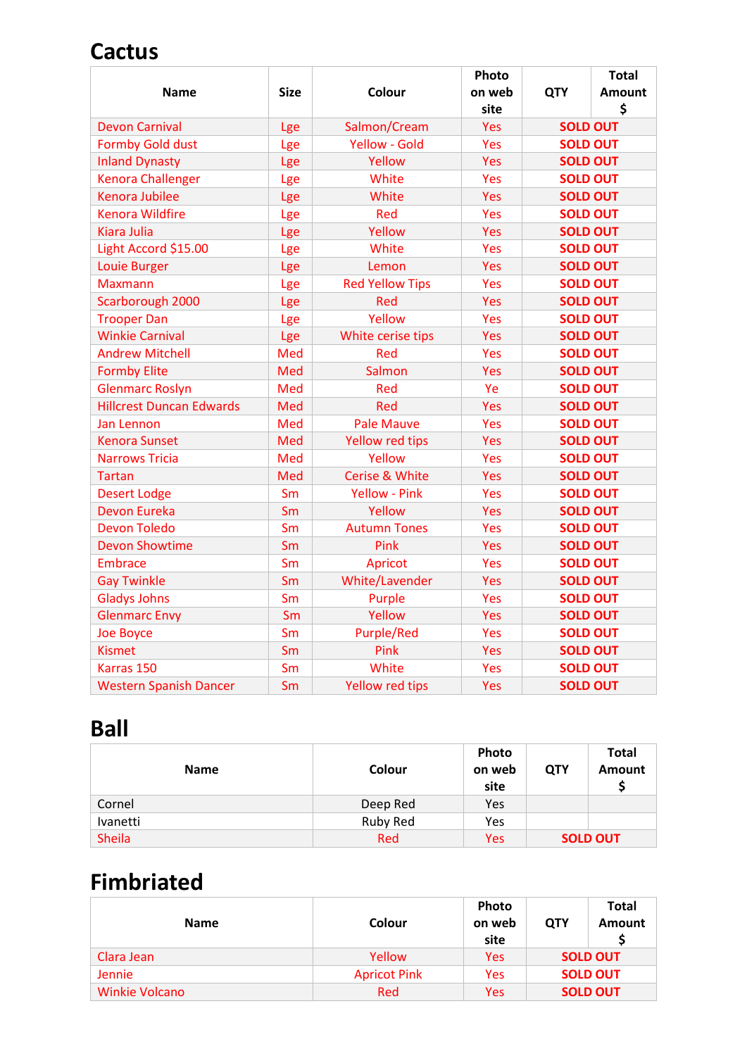# Cactus

| Name | Size | Colour | Photo on web site | QTY | Total Amount $ |
|---|---|---|---|---|---|
| Devon Carnival | Lge | Salmon/Cream | Yes | SOLD OUT | |
| Formby Gold dust | Lge | Yellow - Gold | Yes | SOLD OUT | |
| Inland Dynasty | Lge | Yellow | Yes | SOLD OUT | |
| Kenora Challenger | Lge | White | Yes | SOLD OUT | |
| Kenora Jubilee | Lge | White | Yes | SOLD OUT | |
| Kenora Wildfire | Lge | Red | Yes | SOLD OUT | |
| Kiara Julia | Lge | Yellow | Yes | SOLD OUT | |
| Light Accord $15.00 | Lge | White | Yes | SOLD OUT | |
| Louie Burger | Lge | Lemon | Yes | SOLD OUT | |
| Maxmann | Lge | Red Yellow Tips | Yes | SOLD OUT | |
| Scarborough 2000 | Lge | Red | Yes | SOLD OUT | |
| Trooper Dan | Lge | Yellow | Yes | SOLD OUT | |
| Winkie Carnival | Lge | White cerise tips | Yes | SOLD OUT | |
| Andrew Mitchell | Med | Red | Yes | SOLD OUT | |
| Formby Elite | Med | Salmon | Yes | SOLD OUT | |
| Glenmarc Roslyn | Med | Red | Ye | SOLD OUT | |
| Hillcrest Duncan Edwards | Med | Red | Yes | SOLD OUT | |
| Jan Lennon | Med | Pale Mauve | Yes | SOLD OUT | |
| Kenora Sunset | Med | Yellow red tips | Yes | SOLD OUT | |
| Narrows Tricia | Med | Yellow | Yes | SOLD OUT | |
| Tartan | Med | Cerise & White | Yes | SOLD OUT | |
| Desert Lodge | Sm | Yellow - Pink | Yes | SOLD OUT | |
| Devon Eureka | Sm | Yellow | Yes | SOLD OUT | |
| Devon Toledo | Sm | Autumn Tones | Yes | SOLD OUT | |
| Devon Showtime | Sm | Pink | Yes | SOLD OUT | |
| Embrace | Sm | Apricot | Yes | SOLD OUT | |
| Gay Twinkle | Sm | White/Lavender | Yes | SOLD OUT | |
| Gladys Johns | Sm | Purple | Yes | SOLD OUT | |
| Glenmarc Envy | Sm | Yellow | Yes | SOLD OUT | |
| Joe Boyce | Sm | Purple/Red | Yes | SOLD OUT | |
| Kismet | Sm | Pink | Yes | SOLD OUT | |
| Karras 150 | Sm | White | Yes | SOLD OUT | |
| Western Spanish Dancer | Sm | Yellow red tips | Yes | SOLD OUT | |

# Ball

| Name | Colour | Photo on web site | QTY | Total Amount $ |
|---|---|---|---|---|
| Cornel | Deep Red | Yes | | |
| Ivanetti | Ruby Red | Yes | | |
| Sheila | Red | Yes | SOLD OUT | |

# Fimbriated

| Name | Colour | Photo on web site | QTY | Total Amount $ |
|---|---|---|---|---|
| Clara Jean | Yellow | Yes | SOLD OUT | |
| Jennie | Apricot Pink | Yes | SOLD OUT | |
| Winkie Volcano | Red | Yes | SOLD OUT | |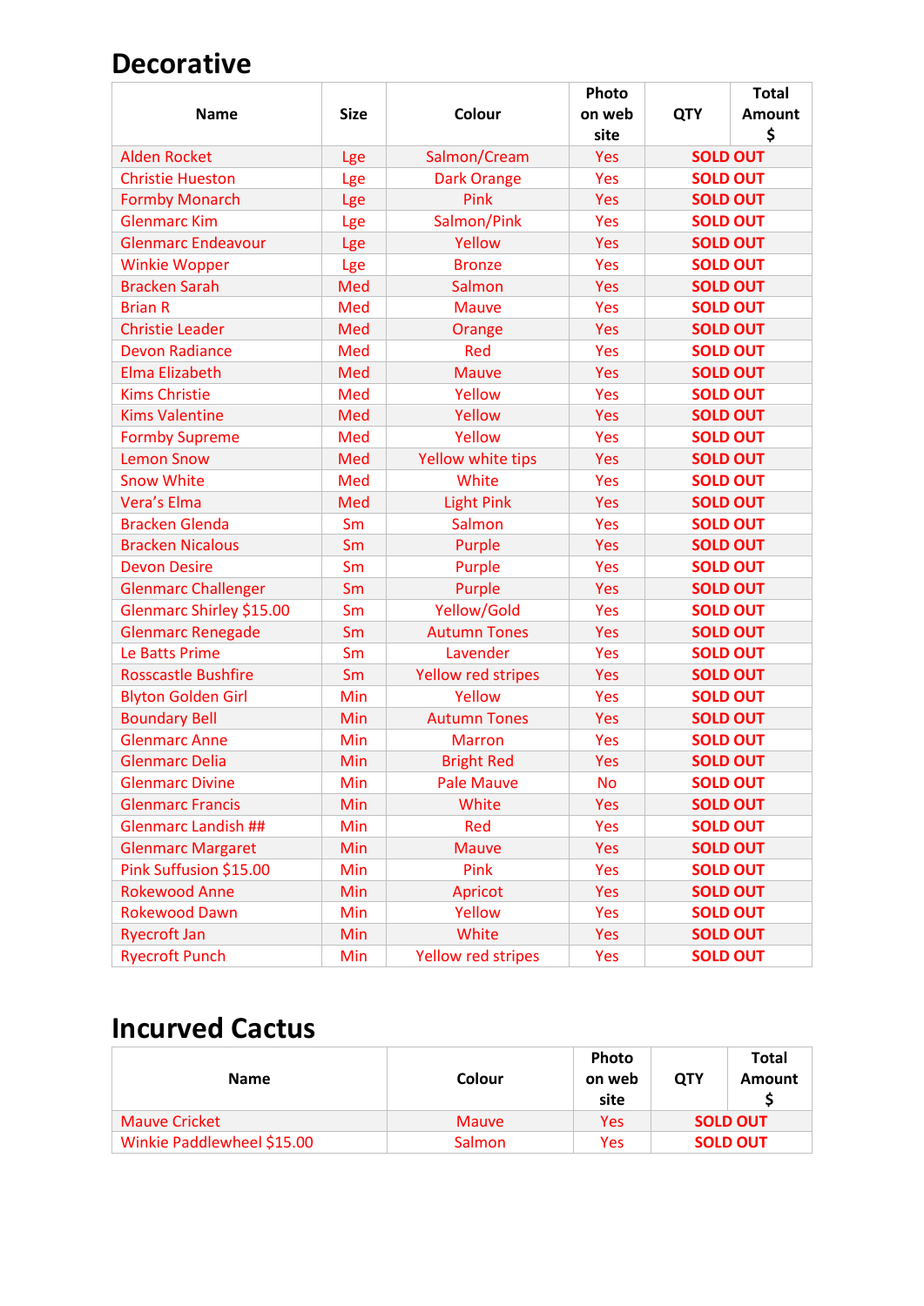# Decorative

| Name | Size | Colour | Photo on web site | QTY | Total Amount $ |
|---|---|---|---|---|---|
| Alden Rocket | Lge | Salmon/Cream | Yes | SOLD OUT | |
| Christie Hueston | Lge | Dark Orange | Yes | SOLD OUT | |
| Formby Monarch | Lge | Pink | Yes | SOLD OUT | |
| Glenmarc Kim | Lge | Salmon/Pink | Yes | SOLD OUT | |
| Glenmarc Endeavour | Lge | Yellow | Yes | SOLD OUT | |
| Winkie Wopper | Lge | Bronze | Yes | SOLD OUT | |
| Bracken Sarah | Med | Salmon | Yes | SOLD OUT | |
| Brian R | Med | Mauve | Yes | SOLD OUT | |
| Christie Leader | Med | Orange | Yes | SOLD OUT | |
| Devon Radiance | Med | Red | Yes | SOLD OUT | |
| Elma Elizabeth | Med | Mauve | Yes | SOLD OUT | |
| Kims Christie | Med | Yellow | Yes | SOLD OUT | |
| Kims Valentine | Med | Yellow | Yes | SOLD OUT | |
| Formby Supreme | Med | Yellow | Yes | SOLD OUT | |
| Lemon Snow | Med | Yellow white tips | Yes | SOLD OUT | |
| Snow White | Med | White | Yes | SOLD OUT | |
| Vera's Elma | Med | Light Pink | Yes | SOLD OUT | |
| Bracken Glenda | Sm | Salmon | Yes | SOLD OUT | |
| Bracken Nicalous | Sm | Purple | Yes | SOLD OUT | |
| Devon Desire | Sm | Purple | Yes | SOLD OUT | |
| Glenmarc Challenger | Sm | Purple | Yes | SOLD OUT | |
| Glenmarc Shirley $15.00 | Sm | Yellow/Gold | Yes | SOLD OUT | |
| Glenmarc Renegade | Sm | Autumn Tones | Yes | SOLD OUT | |
| Le Batts Prime | Sm | Lavender | Yes | SOLD OUT | |
| Rosscastle Bushfire | Sm | Yellow red stripes | Yes | SOLD OUT | |
| Blyton Golden Girl | Min | Yellow | Yes | SOLD OUT | |
| Boundary Bell | Min | Autumn Tones | Yes | SOLD OUT | |
| Glenmarc Anne | Min | Marron | Yes | SOLD OUT | |
| Glenmarc Delia | Min | Bright Red | Yes | SOLD OUT | |
| Glenmarc Divine | Min | Pale Mauve | No | SOLD OUT | |
| Glenmarc Francis | Min | White | Yes | SOLD OUT | |
| Glenmarc Landish ## | Min | Red | Yes | SOLD OUT | |
| Glenmarc Margaret | Min | Mauve | Yes | SOLD OUT | |
| Pink Suffusion $15.00 | Min | Pink | Yes | SOLD OUT | |
| Rokewood Anne | Min | Apricot | Yes | SOLD OUT | |
| Rokewood Dawn | Min | Yellow | Yes | SOLD OUT | |
| Ryecroft Jan | Min | White | Yes | SOLD OUT | |
| Ryecroft Punch | Min | Yellow red stripes | Yes | SOLD OUT | |

# Incurved Cactus

| Name | Colour | Photo on web site | QTY | Total Amount $ |
|---|---|---|---|---|
| Mauve Cricket | Mauve | Yes | SOLD OUT | |
| Winkie Paddlewheel $15.00 | Salmon | Yes | SOLD OUT | |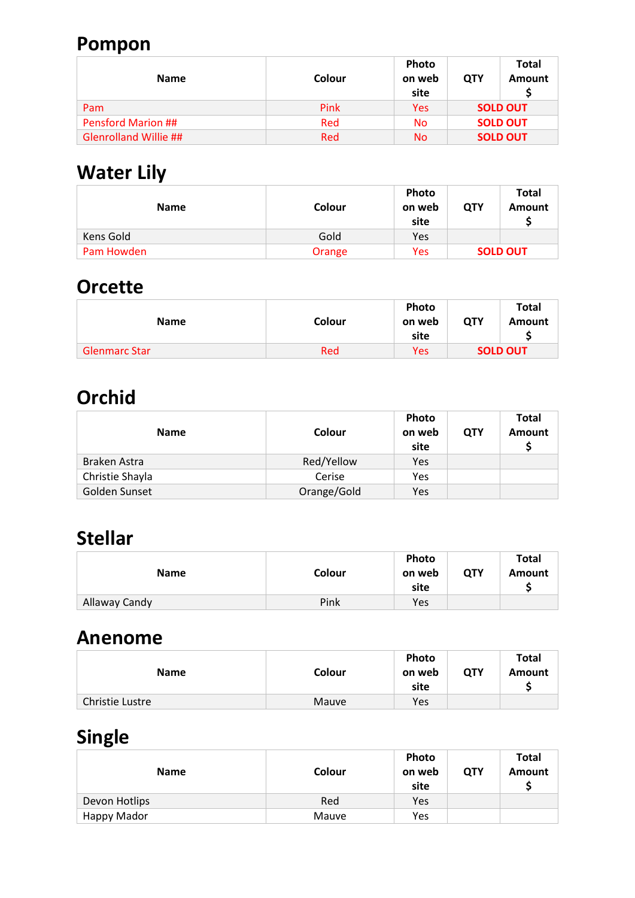## Pompon

| Name | Colour | Photo on web site | QTY | Total Amount $ |
|---|---|---|---|---|
| Pam | Pink | Yes | SOLD OUT | |
| Pensford Marion ## | Red | No | SOLD OUT | |
| Glenrolland Willie ## | Red | No | SOLD OUT | |

## Water Lily

| Name | Colour | Photo on web site | QTY | Total Amount $ |
|---|---|---|---|---|
| Kens Gold | Gold | Yes | | |
| Pam Howden | Orange | Yes | SOLD OUT | |

## Orcette

| Name | Colour | Photo on web site | QTY | Total Amount $ |
|---|---|---|---|---|
| Glenmarc Star | Red | Yes | SOLD OUT | |

## Orchid

| Name | Colour | Photo on web site | QTY | Total Amount $ |
|---|---|---|---|---|
| Braken Astra | Red/Yellow | Yes | | |
| Christie Shayla | Cerise | Yes | | |
| Golden Sunset | Orange/Gold | Yes | | |

## Stellar

| Name | Colour | Photo on web site | QTY | Total Amount $ |
|---|---|---|---|---|
| Allaway Candy | Pink | Yes | | |

## Anenome

| Name | Colour | Photo on web site | QTY | Total Amount $ |
|---|---|---|---|---|
| Christie Lustre | Mauve | Yes | | |

## Single

| Name | Colour | Photo on web site | QTY | Total Amount $ |
|---|---|---|---|---|
| Devon Hotlips | Red | Yes | | |
| Happy Mador | Mauve | Yes | | |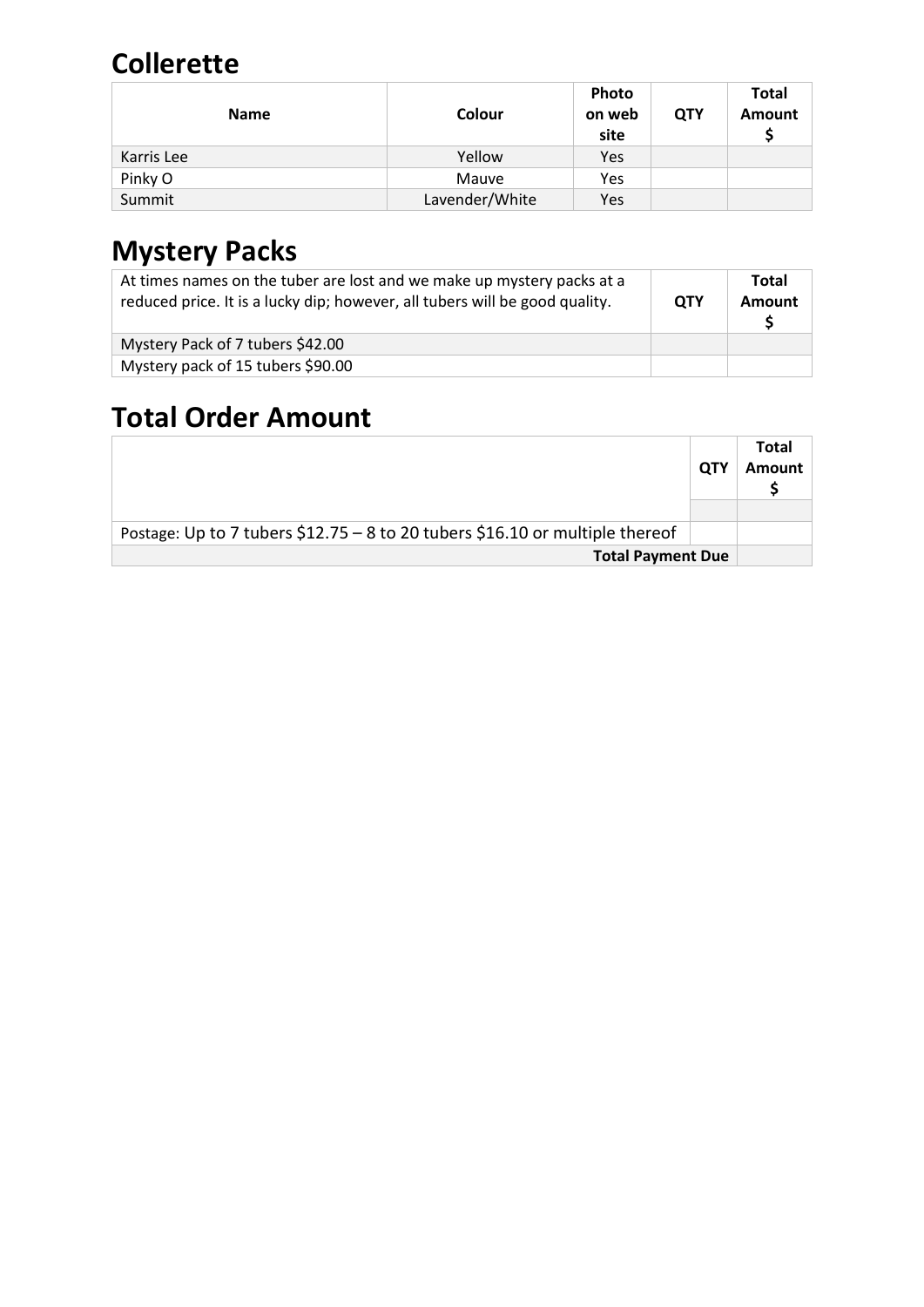## Collerette

| Name | Colour | Photo on web site | QTY | Total Amount $ |
|---|---|---|---|---|
| Karris Lee | Yellow | Yes | | |
| Pinky O | Mauve | Yes | | |
| Summit | Lavender/White | Yes | | |

## Mystery Packs

| At times names on the tuber are lost and we make up mystery packs at a reduced price. It is a lucky dip; however, all tubers will be good quality. | QTY | Total Amount $ |
|---|---|---|
| Mystery Pack of 7 tubers $42.00 | | |
| Mystery pack of 15 tubers $90.00 | | |

## Total Order Amount

| | QTY | Total Amount $ |
|---|---|---|
| | | |
| Postage: Up to 7 tubers $12.75 – 8 to 20 tubers $16.10 or multiple thereof | | |
| **Total Payment Due** | | |